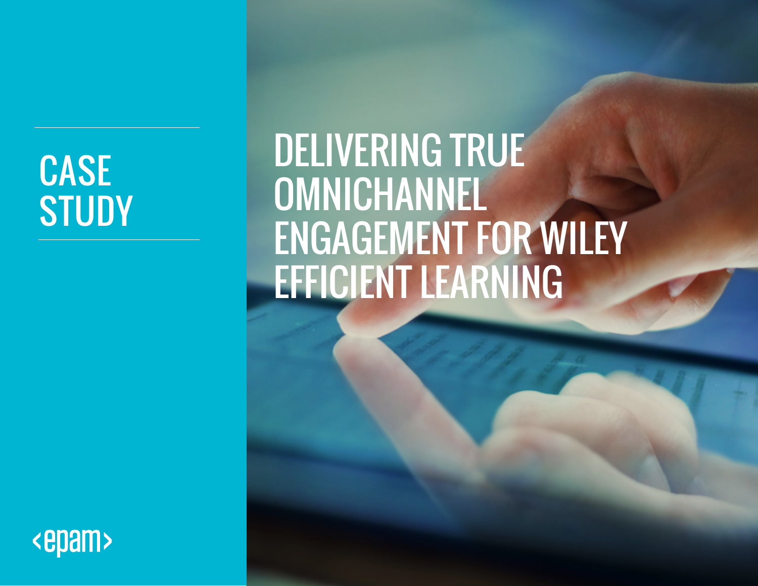CASE STUDY

# DELIVERING TRUE OMNICHANNEL ENGAGEMENT FOR WILEY EFFICIENT LEARNING

<epam>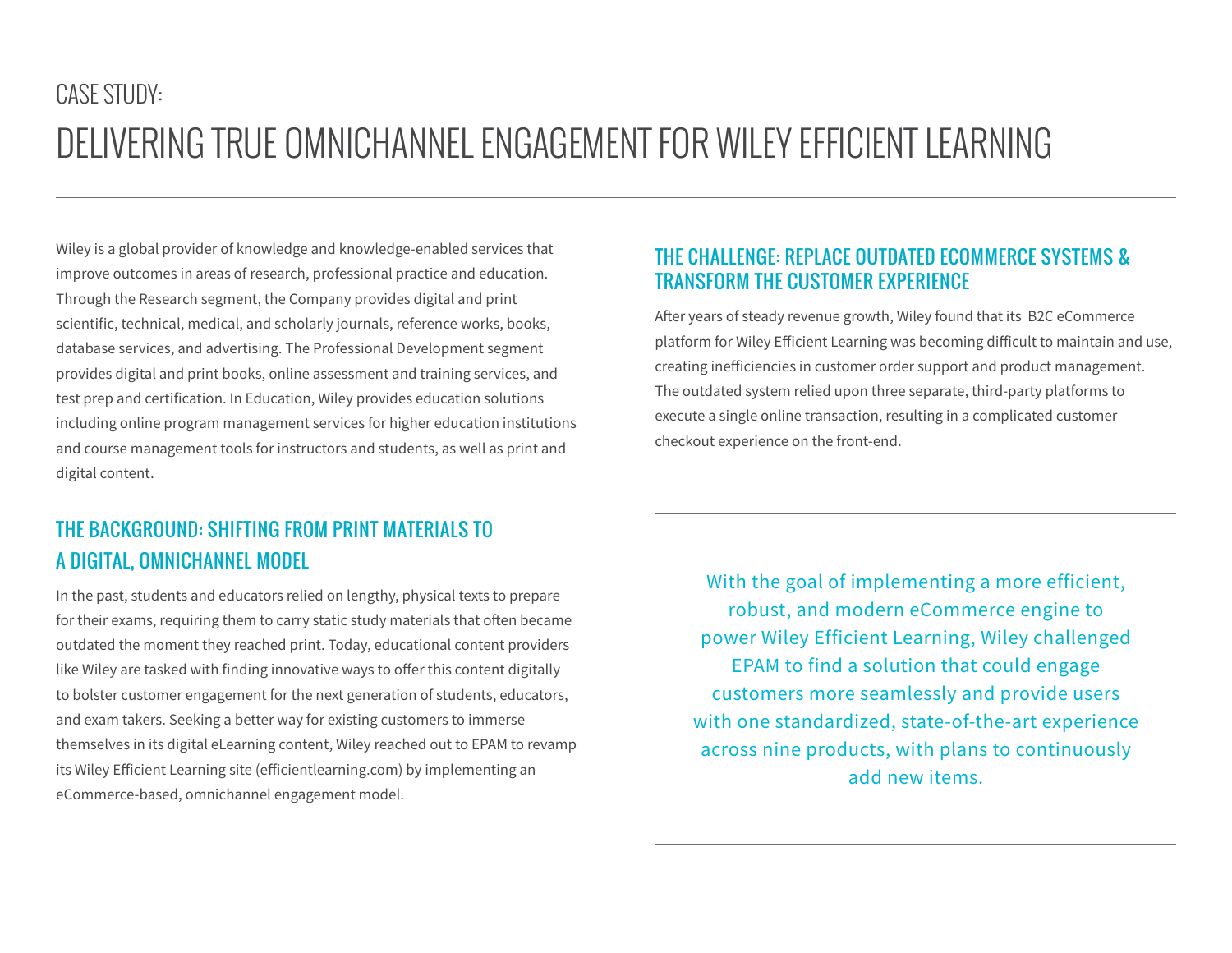CASE STUDY:

# DELIVERING TRUE OMNICHANNEL ENGAGEMENT FOR WILEY EFFICIENT LEARNING

Wiley is a global provider of knowledge and knowledge-enabled services that improve outcomes in areas of research, professional practice and education. Through the Research segment, the Company provides digital and print scientific, technical, medical, and scholarly journals, reference works, books, database services, and advertising. The Professional Development segment provides digital and print books, online assessment and training services, and test prep and certification. In Education, Wiley provides education solutions including online program management services for higher education institutions and course management tools for instructors and students, as well as print and digital content.

## THE BACKGROUND: SHIFTING FROM PRINT MATERIALS TO A DIGITAL, OMNICHANNEL MODEL

In the past, students and educators relied on lengthy, physical texts to prepare for their exams, requiring them to carry static study materials that often became outdated the moment they reached print. Today, educational content providers like Wiley are tasked with finding innovative ways to offer this content digitally to bolster customer engagement for the next generation of students, educators, and exam takers. Seeking a better way for existing customers to immerse themselves in its digital eLearning content, Wiley reached out to EPAM to revamp its Wiley Efficient Learning site (efficientlearning.com) by implementing an eCommerce-based, omnichannel engagement model.

## THE CHALLENGE: REPLACE OUTDATED ECOMMERCE SYSTEMS & TRANSFORM THE CUSTOMER EXPERIENCE

After years of steady revenue growth, Wiley found that its B2C eCommerce platform for Wiley Efficient Learning was becoming difficult to maintain and use, creating inefficiencies in customer order support and product management. The outdated system relied upon three separate, third-party platforms to execute a single online transaction, resulting in a complicated customer checkout experience on the front-end.

With the goal of implementing a more efficient, robust, and modern eCommerce engine to power Wiley Efficient Learning, Wiley challenged EPAM to find a solution that could engage customers more seamlessly and provide users with one standardized, state-of-the-art experience across nine products, with plans to continuously add new items.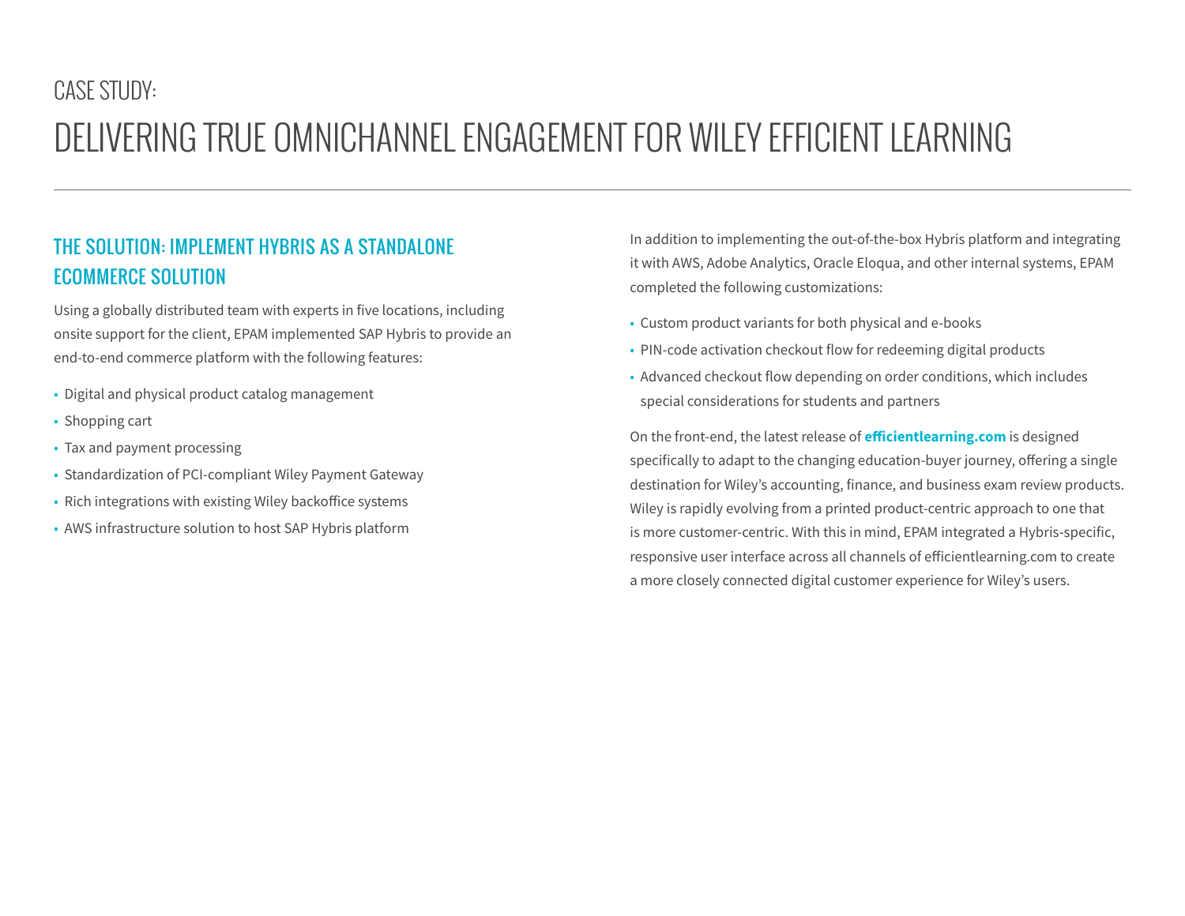CASE STUDY:

# DELIVERING TRUE OMNICHANNEL ENGAGEMENT FOR WILEY EFFICIENT LEARNING

## THE SOLUTION: IMPLEMENT HYBRIS AS A STANDALONE ECOMMERCE SOLUTION

Using a globally distributed team with experts in five locations, including onsite support for the client, EPAM implemented SAP Hybris to provide an end-to-end commerce platform with the following features:

- Digital and physical product catalog management
- Shopping cart
- Tax and payment processing
- Standardization of PCI-compliant Wiley Payment Gateway
- Rich integrations with existing Wiley backoffice systems
- AWS infrastructure solution to host SAP Hybris platform

In addition to implementing the out-of-the-box Hybris platform and integrating it with AWS, Adobe Analytics, Oracle Eloqua, and other internal systems, EPAM completed the following customizations:

- Custom product variants for both physical and e-books
- PIN-code activation checkout flow for redeeming digital products
- Advanced checkout flow depending on order conditions, which includes special considerations for students and partners

On the front-end, the latest release of **efficientlearning.com** is designed specifically to adapt to the changing education-buyer journey, offering a single destination for Wiley's accounting, finance, and business exam review products. Wiley is rapidly evolving from a printed product-centric approach to one that is more customer-centric. With this in mind, EPAM integrated a Hybris-specific, responsive user interface across all channels of efficientlearning.com to create a more closely connected digital customer experience for Wiley's users.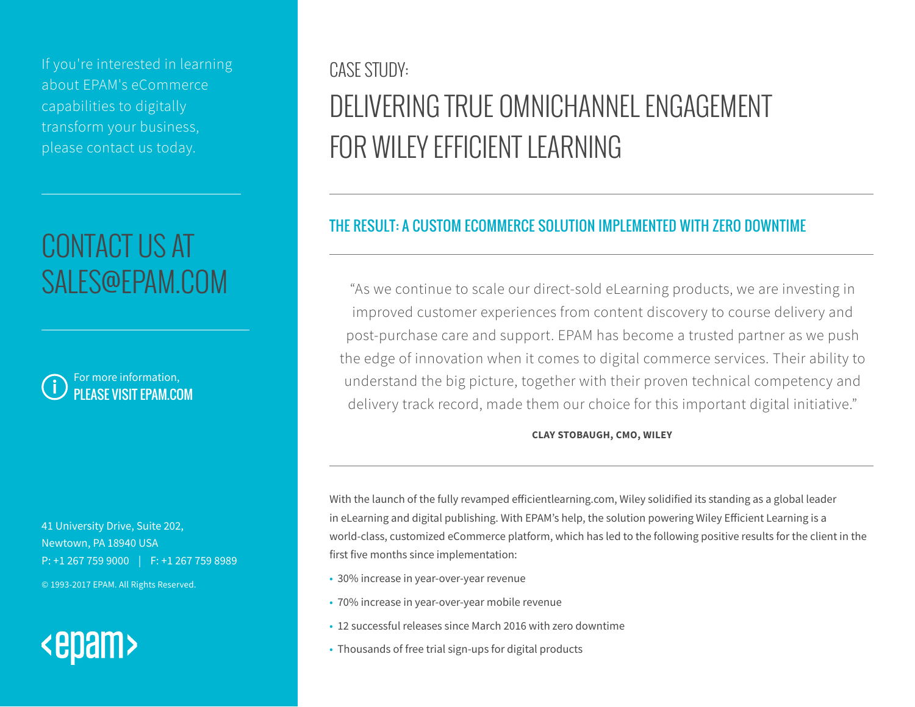# CASE STUDY:

# DELIVERING TRUE OMNICHANNEL ENGAGEMENT FOR WILEY EFFICIENT LEARNING

## THE RESULT: A CUSTOM ECOMMERCE SOLUTION IMPLEMENTED WITH ZERO DOWNTIME

"As we continue to scale our direct-sold eLearning products, we are investing in improved customer experiences from content discovery to course delivery and post-purchase care and support. EPAM has become a trusted partner as we push the edge of innovation when it comes to digital commerce services. Their ability to understand the big picture, together with their proven technical competency and delivery track record, made them our choice for this important digital initiative."

**CLAY STOBAUGH, CMO, WILEY**

With the launch of the fully revamped efficientlearning.com, Wiley solidified its standing as a global leader in eLearning and digital publishing. With EPAM's help, the solution powering Wiley Efficient Learning is a world-class, customized eCommerce platform, which has led to the following positive results for the client in the first five months since implementation:

- 30% increase in year-over-year revenue
- 70% increase in year-over-year mobile revenue
- 12 successful releases since March 2016 with zero downtime
- Thousands of free trial sign-ups for digital products

If you're interested in learning about EPAM's eCommerce capabilities to digitally transform your business, please contact us today.

## CONTACT US AT SALES@EPAM.COM

For more information,
PLEASE VISIT EPAM.COM

41 University Drive, Suite 202,
Newtown, PA 18940 USA
P: +1 267 759 9000 | F: +1 267 759 8989

© 1993-2017 EPAM. All Rights Reserved.

<epam>